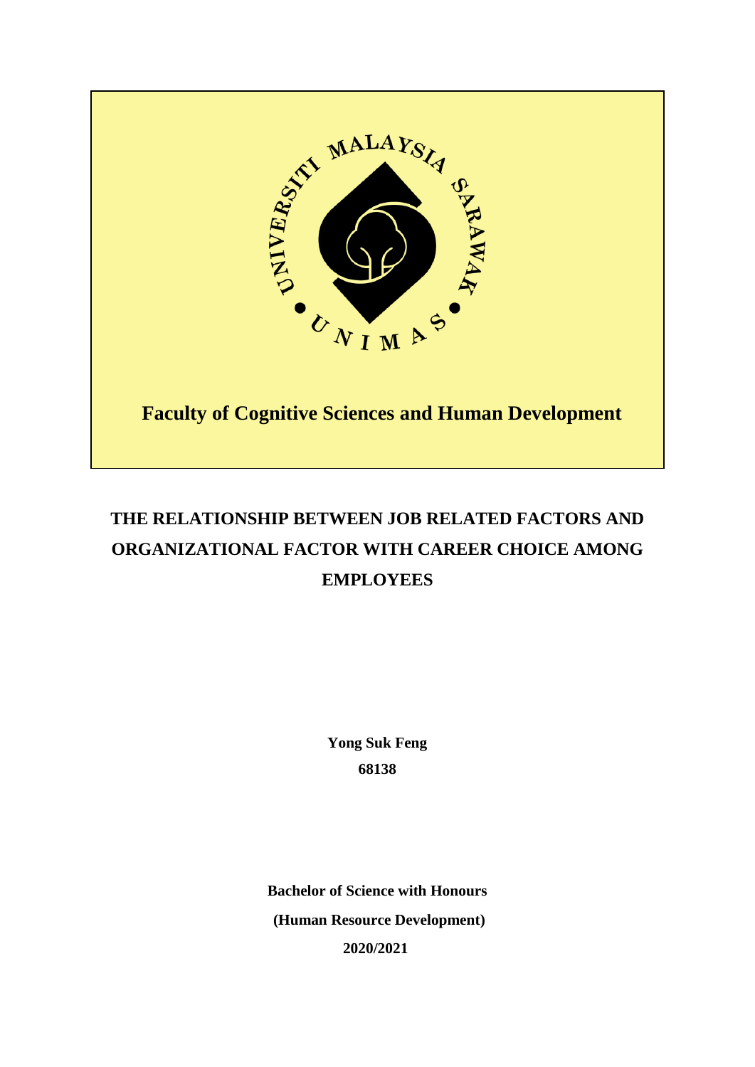**Faculty of Cognitive Sciences and Human Development**

# THE RELATIONSHIP BETWEEN JOB RELATED FACTORS AND ORGANIZATIONAL FACTOR WITH CAREER CHOICE AMONG EMPLOYEES

**Yong Suk Feng**

**68138**

**Bachelor of Science with Honours**

**(Human Resource Development)**

**2020/2021**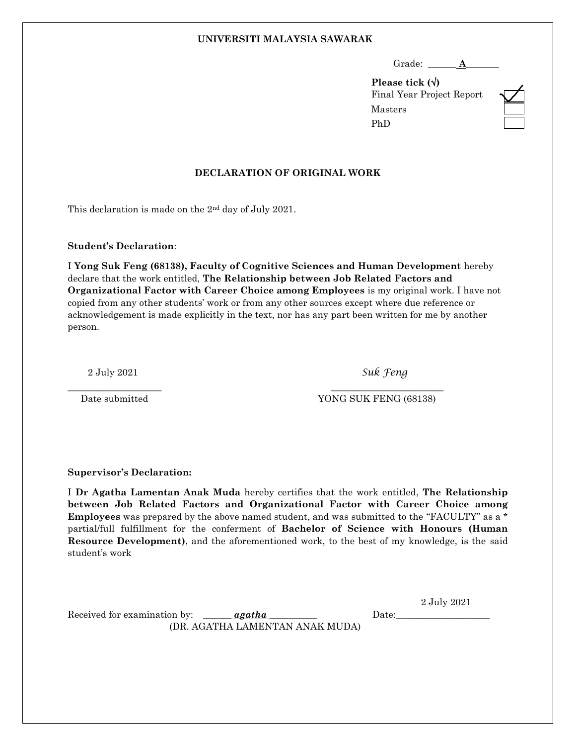**UNIVERSITI MALAYSIA SAWARAK**

Grade: ______**A**_______

**Please tick (√)**

Final Year Project Report ☑

Masters ☐

PhD ☐

**DECLARATION OF ORIGINAL WORK**

This declaration is made on the 2nd day of July 2021.

**Student's Declaration**:

I **Yong Suk Feng (68138), Faculty of Cognitive Sciences and Human Development** hereby declare that the work entitled, **The Relationship between Job Related Factors and Organizational Factor with Career Choice among Employees** is my original work. I have not copied from any other students' work or from any other sources except where due reference or acknowledgement is made explicitly in the text, nor has any part been written for me by another person.

2 July 2021 &nbsp;&nbsp;&nbsp;&nbsp;&nbsp;&nbsp;&nbsp;&nbsp;&nbsp;&nbsp;&nbsp;&nbsp;&nbsp;&nbsp;&nbsp;&nbsp;&nbsp;&nbsp;&nbsp;&nbsp; *Suk Feng*

____________________ &nbsp;&nbsp;&nbsp;&nbsp;&nbsp;&nbsp;&nbsp;&nbsp;&nbsp;&nbsp; ________________________

Date submitted &nbsp;&nbsp;&nbsp;&nbsp;&nbsp;&nbsp;&nbsp;&nbsp;&nbsp;&nbsp;&nbsp;&nbsp;&nbsp;&nbsp;&nbsp;&nbsp;&nbsp;&nbsp;&nbsp;&nbsp; YONG SUK FENG (68138)

**Supervisor's Declaration:**

I **Dr Agatha Lamentan Anak Muda** hereby certifies that the work entitled, **The Relationship between Job Related Factors and Organizational Factor with Career Choice among Employees** was prepared by the above named student, and was submitted to the "FACULTY" as a * partial/full fulfillment for the conferment of **Bachelor of Science with Honours (Human Resource Development)**, and the aforementioned work, to the best of my knowledge, is the said student's work

Received for examination by: ______***agatha***__________ &nbsp;&nbsp;&nbsp;&nbsp;&nbsp;&nbsp;&nbsp;&nbsp;&nbsp;&nbsp; Date: 2 July 2021

(DR. AGATHA LAMENTAN ANAK MUDA)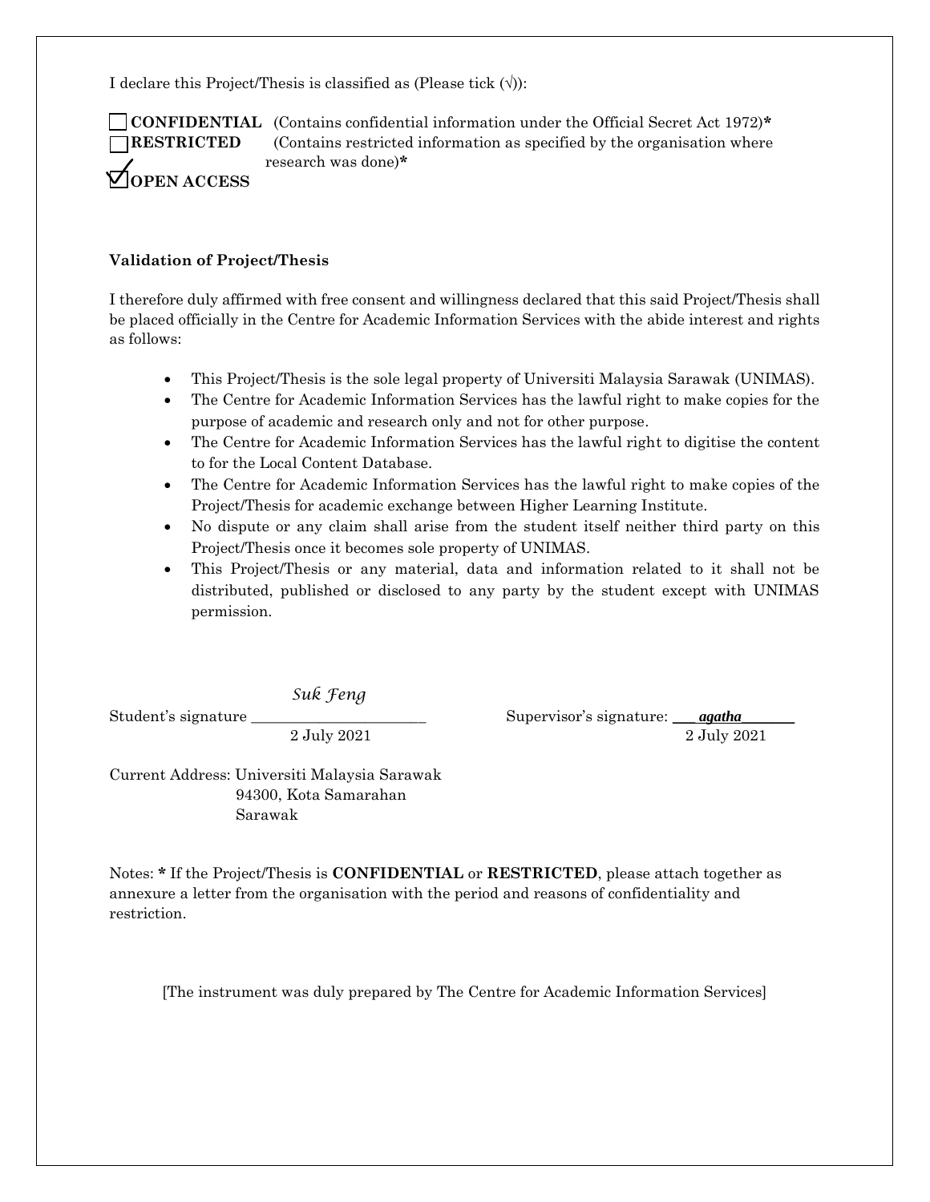I declare this Project/Thesis is classified as (Please tick (√)):

☐ **CONFIDENTIAL** (Contains confidential information under the Official Secret Act 1972)**\***
☐ **RESTRICTED** (Contains restricted information as specified by the organisation where research was done)**\***
☑ **OPEN ACCESS**

**Validation of Project/Thesis**

I therefore duly affirmed with free consent and willingness declared that this said Project/Thesis shall be placed officially in the Centre for Academic Information Services with the abide interest and rights as follows:

- This Project/Thesis is the sole legal property of Universiti Malaysia Sarawak (UNIMAS).
- The Centre for Academic Information Services has the lawful right to make copies for the purpose of academic and research only and not for other purpose.
- The Centre for Academic Information Services has the lawful right to digitise the content to for the Local Content Database.
- The Centre for Academic Information Services has the lawful right to make copies of the Project/Thesis for academic exchange between Higher Learning Institute.
- No dispute or any claim shall arise from the student itself neither third party on this Project/Thesis once it becomes sole property of UNIMAS.
- This Project/Thesis or any material, data and information related to it shall not be distributed, published or disclosed to any party by the student except with UNIMAS permission.

Student's signature ___*Suk Feng*___
2 July 2021

Supervisor's signature: ___*agatha*___
2 July 2021

Current Address: Universiti Malaysia Sarawak
94300, Kota Samarahan
Sarawak

Notes: * If the Project/Thesis is **CONFIDENTIAL** or **RESTRICTED**, please attach together as annexure a letter from the organisation with the period and reasons of confidentiality and restriction.

[The instrument was duly prepared by The Centre for Academic Information Services]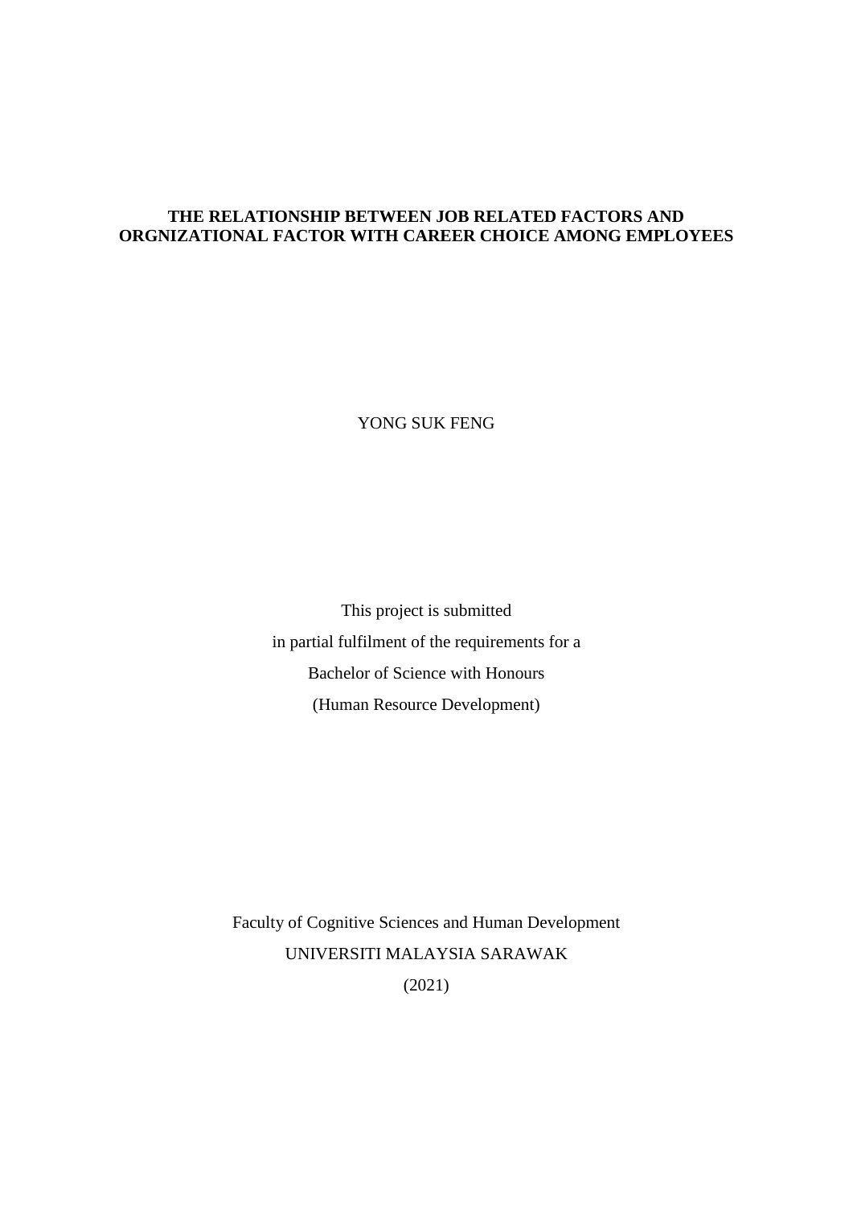**THE RELATIONSHIP BETWEEN JOB RELATED FACTORS AND ORGNIZATIONAL FACTOR WITH CAREER CHOICE AMONG EMPLOYEES**

YONG SUK FENG

This project is submitted
in partial fulfilment of the requirements for a
Bachelor of Science with Honours
(Human Resource Development)

Faculty of Cognitive Sciences and Human Development
UNIVERSITI MALAYSIA SARAWAK
(2021)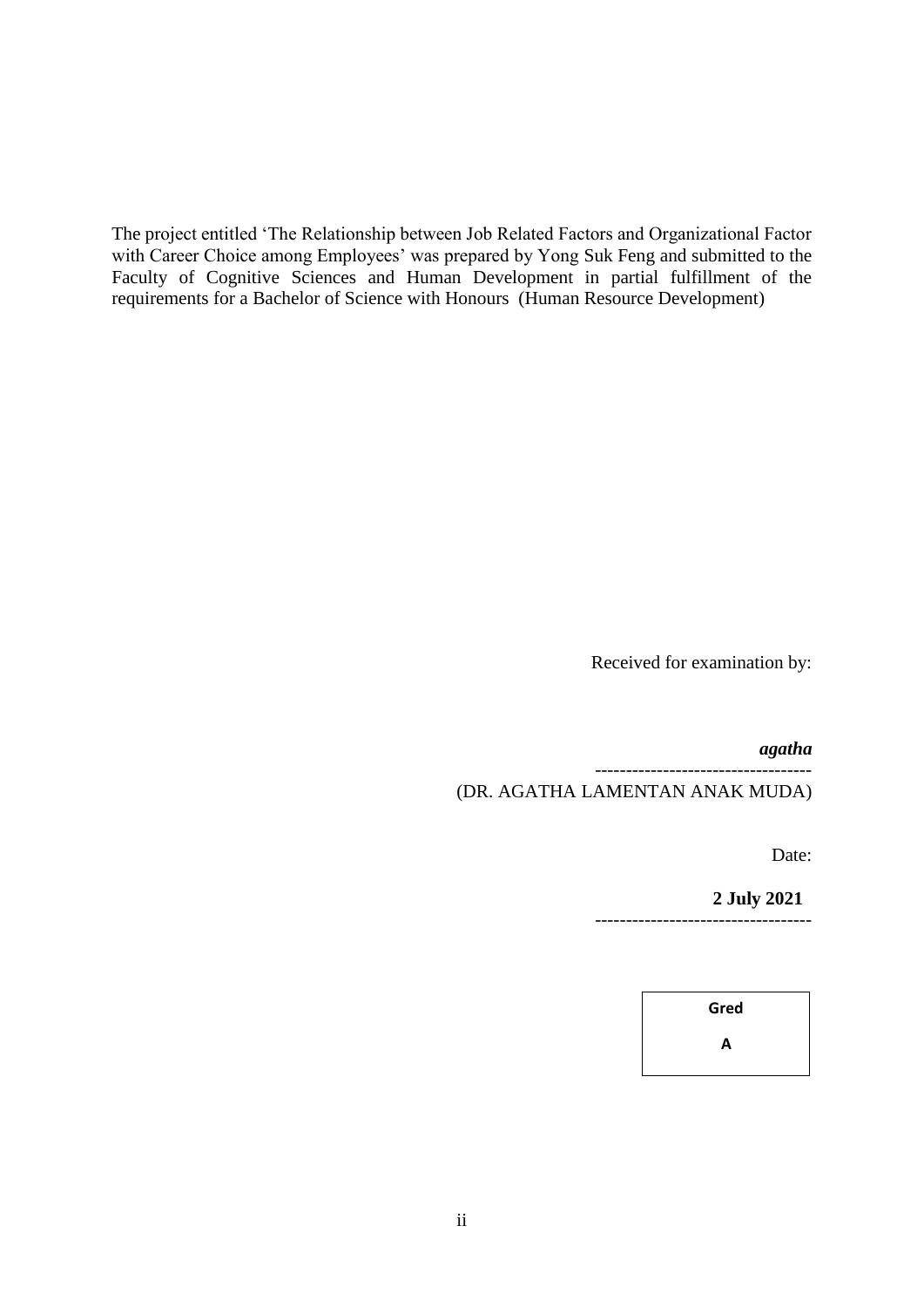The project entitled 'The Relationship between Job Related Factors and Organizational Factor with Career Choice among Employees' was prepared by Yong Suk Feng and submitted to the Faculty of Cognitive Sciences and Human Development in partial fulfillment of the requirements for a Bachelor of Science with Honours (Human Resource Development)

Received for examination by:

***agatha***

----------------------------------

(DR. AGATHA LAMENTAN ANAK MUDA)

Date:

**2 July 2021**

----------------------------------

| Gred |
| --- |
| A |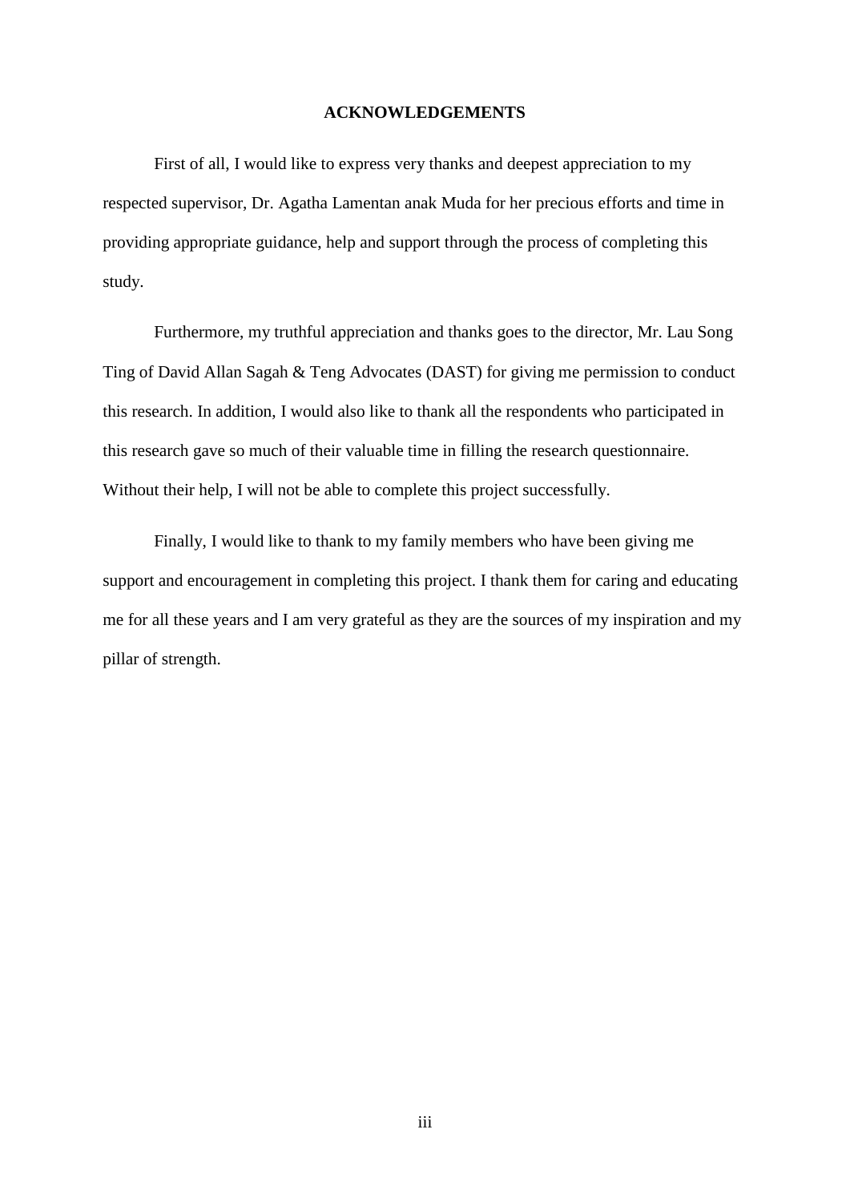# ACKNOWLEDGEMENTS

First of all, I would like to express very thanks and deepest appreciation to my respected supervisor, Dr. Agatha Lamentan anak Muda for her precious efforts and time in providing appropriate guidance, help and support through the process of completing this study.

Furthermore, my truthful appreciation and thanks goes to the director, Mr. Lau Song Ting of David Allan Sagah & Teng Advocates (DAST) for giving me permission to conduct this research. In addition, I would also like to thank all the respondents who participated in this research gave so much of their valuable time in filling the research questionnaire. Without their help, I will not be able to complete this project successfully.

Finally, I would like to thank to my family members who have been giving me support and encouragement in completing this project. I thank them for caring and educating me for all these years and I am very grateful as they are the sources of my inspiration and my pillar of strength.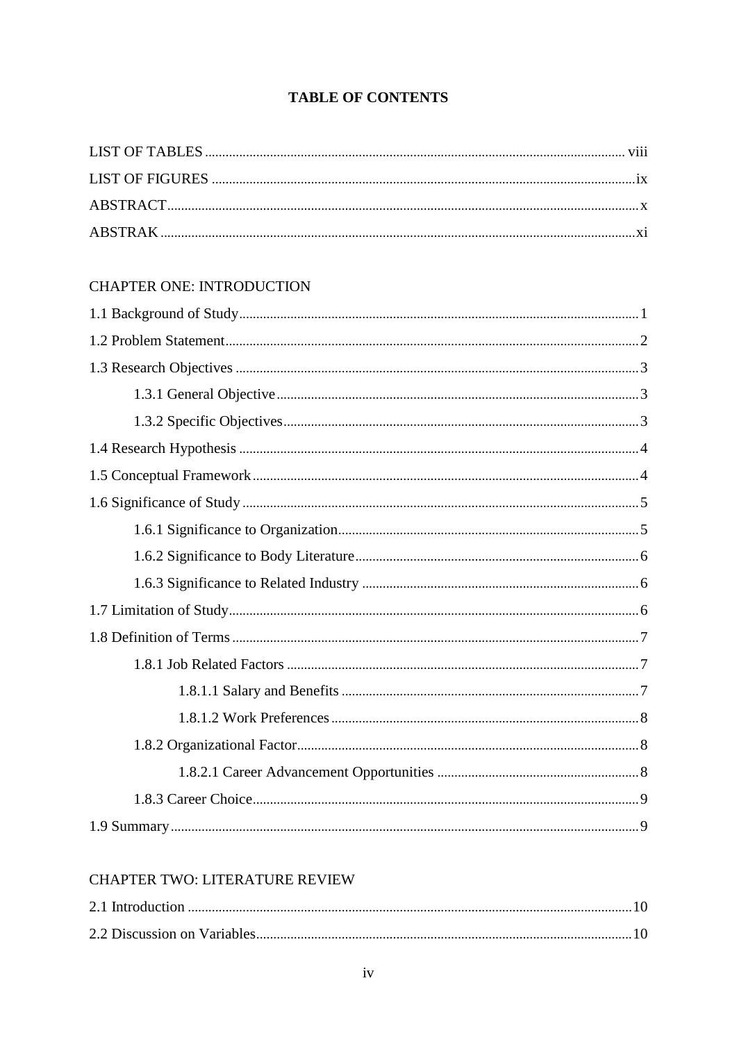# TABLE OF CONTENTS

LIST OF TABLES ........ viii
LIST OF FIGURES ........ ix
ABSTRACT ........ x
ABSTRAK ........ xi

CHAPTER ONE: INTRODUCTION

1.1 Background of Study ........ 1
1.2 Problem Statement ........ 2
1.3 Research Objectives ........ 3
    1.3.1 General Objective ........ 3
    1.3.2 Specific Objectives ........ 3
1.4 Research Hypothesis ........ 4
1.5 Conceptual Framework ........ 4
1.6 Significance of Study ........ 5
    1.6.1 Significance to Organization ........ 5
    1.6.2 Significance to Body Literature ........ 6
    1.6.3 Significance to Related Industry ........ 6
1.7 Limitation of Study ........ 6
1.8 Definition of Terms ........ 7
    1.8.1 Job Related Factors ........ 7
        1.8.1.1 Salary and Benefits ........ 7
        1.8.1.2 Work Preferences ........ 8
    1.8.2 Organizational Factor ........ 8
        1.8.2.1 Career Advancement Opportunities ........ 8
    1.8.3 Career Choice ........ 9
1.9 Summary ........ 9

CHAPTER TWO: LITERATURE REVIEW

2.1 Introduction ........ 10
2.2 Discussion on Variables ........ 10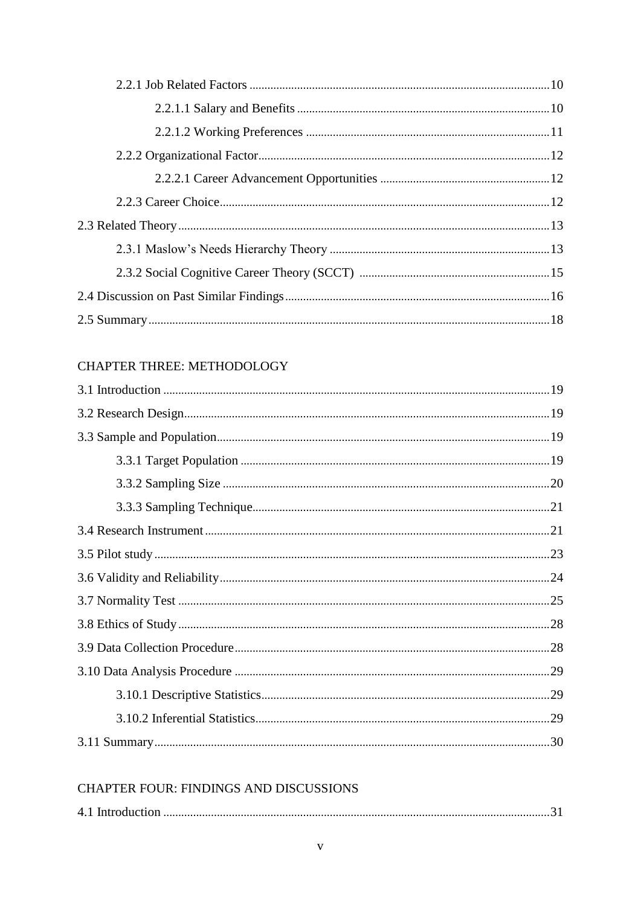2.2.1 Job Related Factors ....................................................................................................10

2.2.1.1 Salary and Benefits ...................................................................................10

2.2.1.2 Working Preferences .................................................................................11

2.2.2 Organizational Factor.................................................................................................12

2.2.2.1 Career Advancement Opportunities ........................................................12

2.2.3 Career Choice.............................................................................................................12

2.3 Related Theory...........................................................................................................................13

2.3.1 Maslow's Needs Hierarchy Theory .........................................................................13

2.3.2 Social Cognitive Career Theory (SCCT) ...............................................................15

2.4 Discussion on Past Similar Findings.......................................................................................16

2.5 Summary....................................................................................................................................18

CHAPTER THREE: METHODOLOGY

3.1 Introduction ...............................................................................................................................19

3.2 Research Design........................................................................................................................19

3.3 Sample and Population.............................................................................................................19

3.3.1 Target Population ......................................................................................................19

3.3.2 Sampling Size ............................................................................................................20

3.3.3 Sampling Technique..................................................................................................21

3.4 Research Instrument.................................................................................................................21

3.5 Pilot study..................................................................................................................................23

3.6 Validity and Reliability............................................................................................................24

3.7 Normality Test ..........................................................................................................................25

3.8 Ethics of Study..........................................................................................................................28

3.9 Data Collection Procedure........................................................................................................28

3.10 Data Analysis Procedure ........................................................................................................29

3.10.1 Descriptive Statistics...............................................................................................29

3.10.2 Inferential Statistics.................................................................................................29

3.11 Summary..................................................................................................................................30

CHAPTER FOUR: FINDINGS AND DISCUSSIONS

4.1 Introduction ...............................................................................................................................31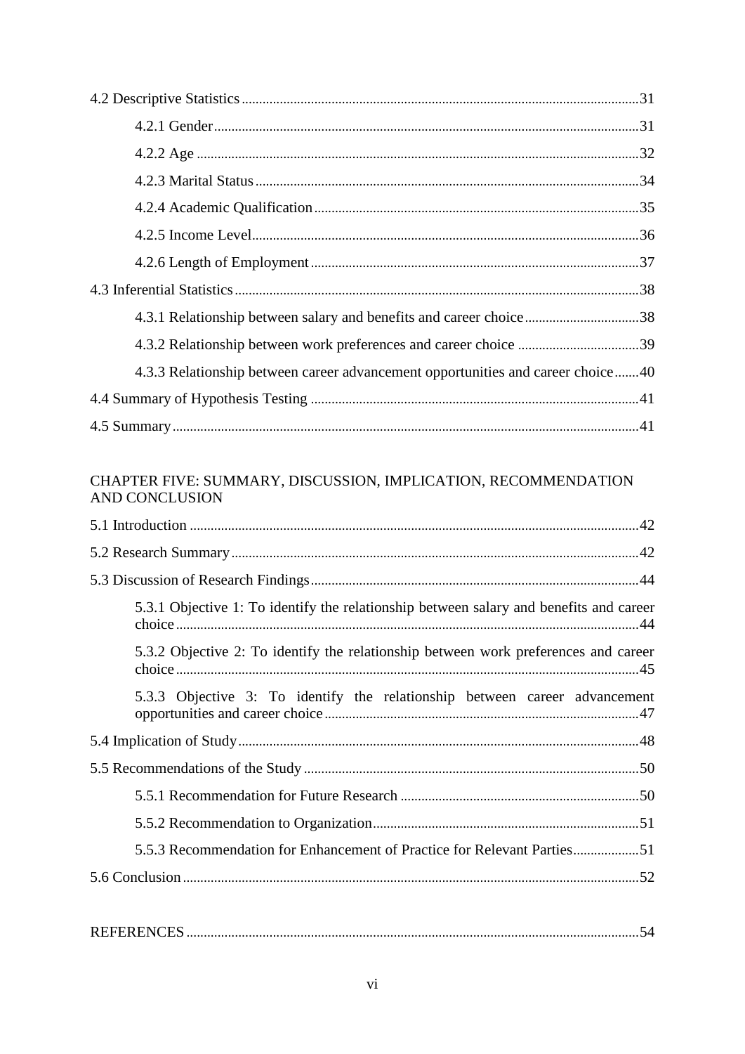4.2 Descriptive Statistics ....................................................................................................31

4.2.1 Gender ..........................................................................................................31

4.2.2 Age ...............................................................................................................32

4.2.3 Marital Status ...............................................................................................34

4.2.4 Academic Qualification ...............................................................................35

4.2.5 Income Level ................................................................................................36

4.2.6 Length of Employment ................................................................................37

4.3 Inferential Statistics .....................................................................................................38

4.3.1 Relationship between salary and benefits and career choice .......................38

4.3.2 Relationship between work preferences and career choice .........................39

4.3.3 Relationship between career advancement opportunities and career choice .......40

4.4 Summary of Hypothesis Testing ..................................................................................41

4.5 Summary .....................................................................................................................41

CHAPTER FIVE: SUMMARY, DISCUSSION, IMPLICATION, RECOMMENDATION AND CONCLUSION

5.1 Introduction .................................................................................................................42

5.2 Research Summary ......................................................................................................42

5.3 Discussion of Research Findings ..................................................................................44

5.3.1 Objective 1: To identify the relationship between salary and benefits and career choice .......................................................................................................................44

5.3.2 Objective 2: To identify the relationship between work preferences and career choice .......................................................................................................................45

5.3.3 Objective 3: To identify the relationship between career advancement opportunities and career choice ...........................................................................47

5.4 Implication of Study ....................................................................................................48

5.5 Recommendations of the Study ...................................................................................50

5.5.1 Recommendation for Future Research .......................................................50

5.5.2 Recommendation to Organization ..............................................................51

5.5.3 Recommendation for Enhancement of Practice for Relevant Parties ...................51

5.6 Conclusion ...................................................................................................................52

REFERENCES ..................................................................................................................54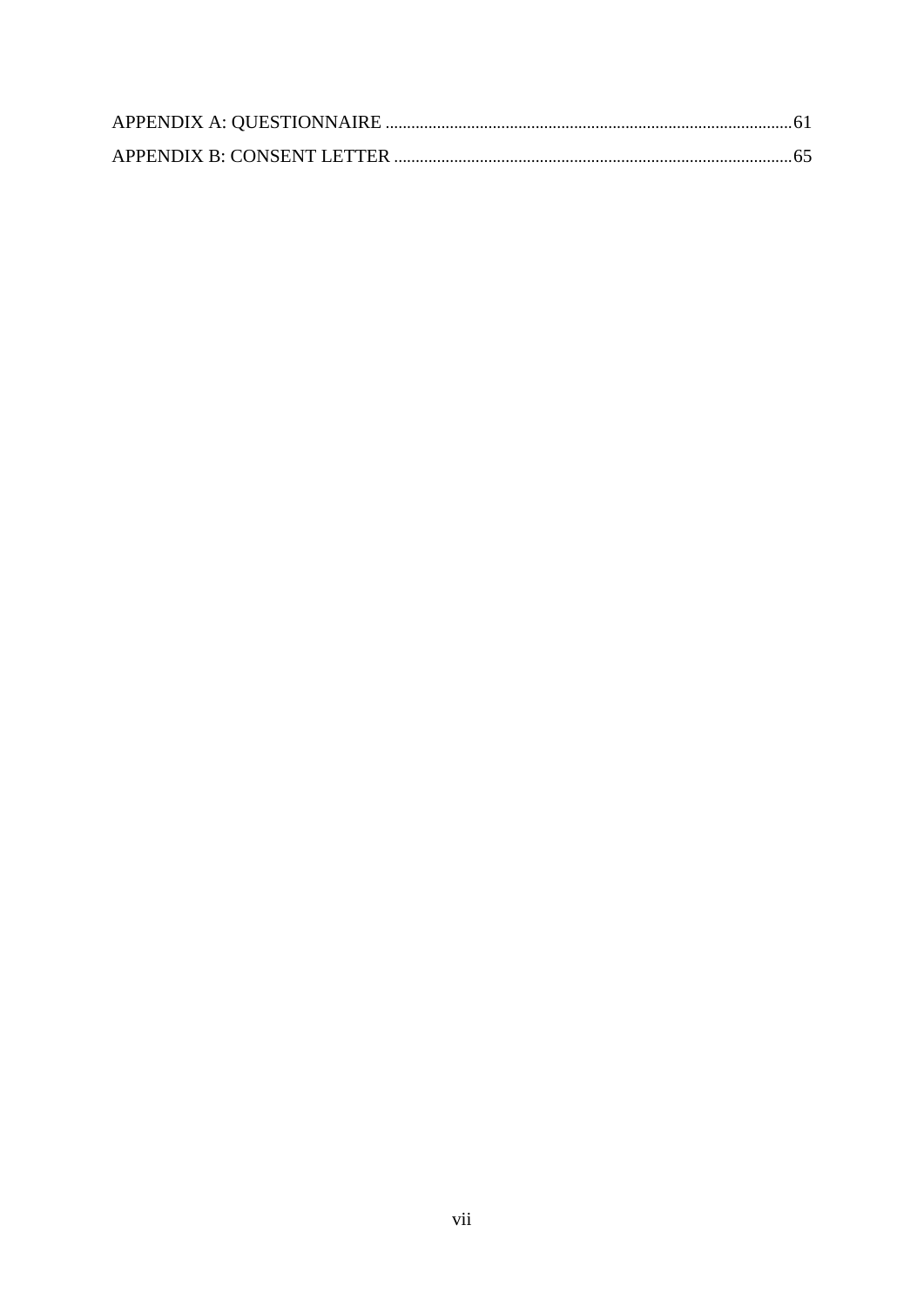APPENDIX A: QUESTIONNAIRE ........................................................................................... 61

APPENDIX B: CONSENT LETTER ....................................................................................... 65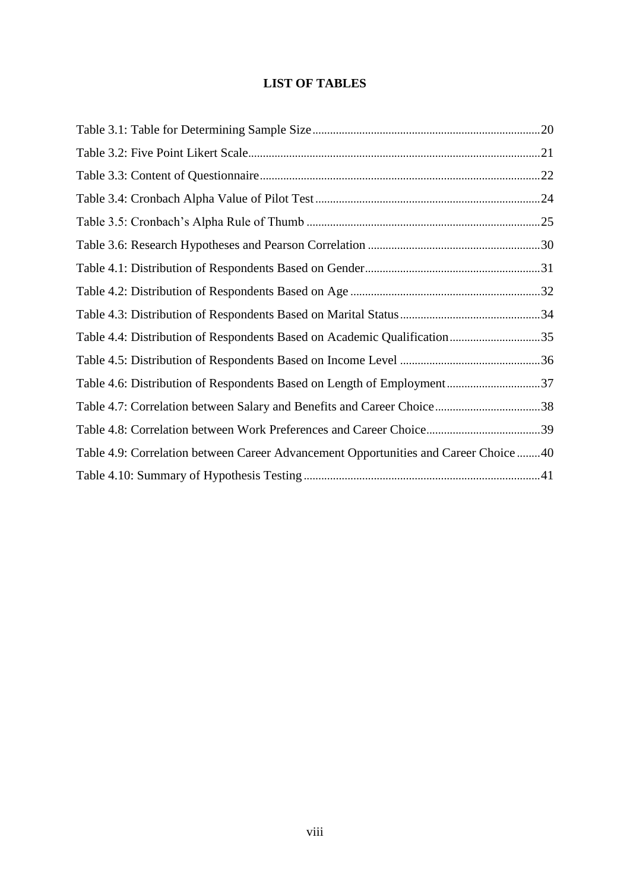# LIST OF TABLES

Table 3.1: Table for Determining Sample Size ............................................................................20

Table 3.2: Five Point Likert Scale.............................................................................................21

Table 3.3: Content of Questionnaire........................................................................................22

Table 3.4: Cronbach Alpha Value of Pilot Test ........................................................................24

Table 3.5: Cronbach's Alpha Rule of Thumb ...........................................................................25

Table 3.6: Research Hypotheses and Pearson Correlation .......................................................30

Table 4.1: Distribution of Respondents Based on Gender.........................................................31

Table 4.2: Distribution of Respondents Based on Age .............................................................32

Table 4.3: Distribution of Respondents Based on Marital Status...............................................34

Table 4.4: Distribution of Respondents Based on Academic Qualification..............................35

Table 4.5: Distribution of Respondents Based on Income Level ..............................................36

Table 4.6: Distribution of Respondents Based on Length of Employment...............................37

Table 4.7: Correlation between Salary and Benefits and Career Choice...................................38

Table 4.8: Correlation between Work Preferences and Career Choice......................................39

Table 4.9: Correlation between Career Advancement Opportunities and Career Choice ........40

Table 4.10: Summary of Hypothesis Testing ............................................................................41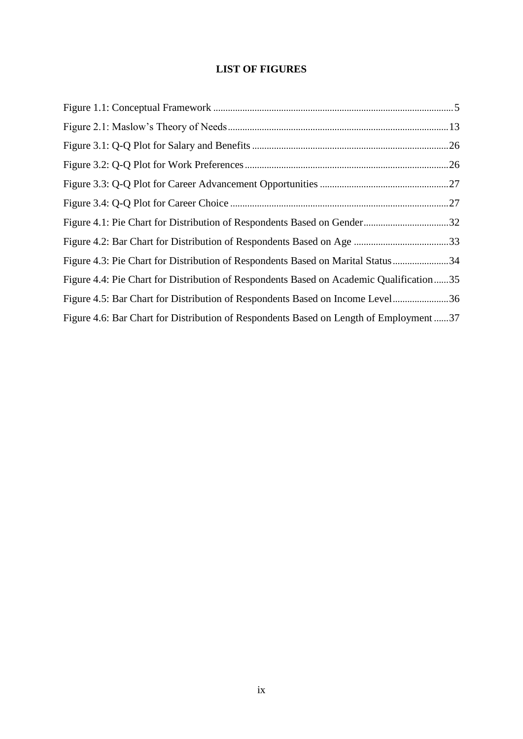# LIST OF FIGURES

Figure 1.1: Conceptual Framework ..................................................................................................5

Figure 2.1: Maslow's Theory of Needs..........................................................................................13

Figure 3.1: Q-Q Plot for Salary and Benefits ................................................................................26

Figure 3.2: Q-Q Plot for Work Preferences ...................................................................................26

Figure 3.3: Q-Q Plot for Career Advancement Opportunities .....................................................27

Figure 3.4: Q-Q Plot for Career Choice ..........................................................................................27

Figure 4.1: Pie Chart for Distribution of Respondents Based on Gender...................................32

Figure 4.2: Bar Chart for Distribution of Respondents Based on Age .......................................33

Figure 4.3: Pie Chart for Distribution of Respondents Based on Marital Status.......................34

Figure 4.4: Pie Chart for Distribution of Respondents Based on Academic Qualification......35

Figure 4.5: Bar Chart for Distribution of Respondents Based on Income Level.......................36

Figure 4.6: Bar Chart for Distribution of Respondents Based on Length of Employment ......37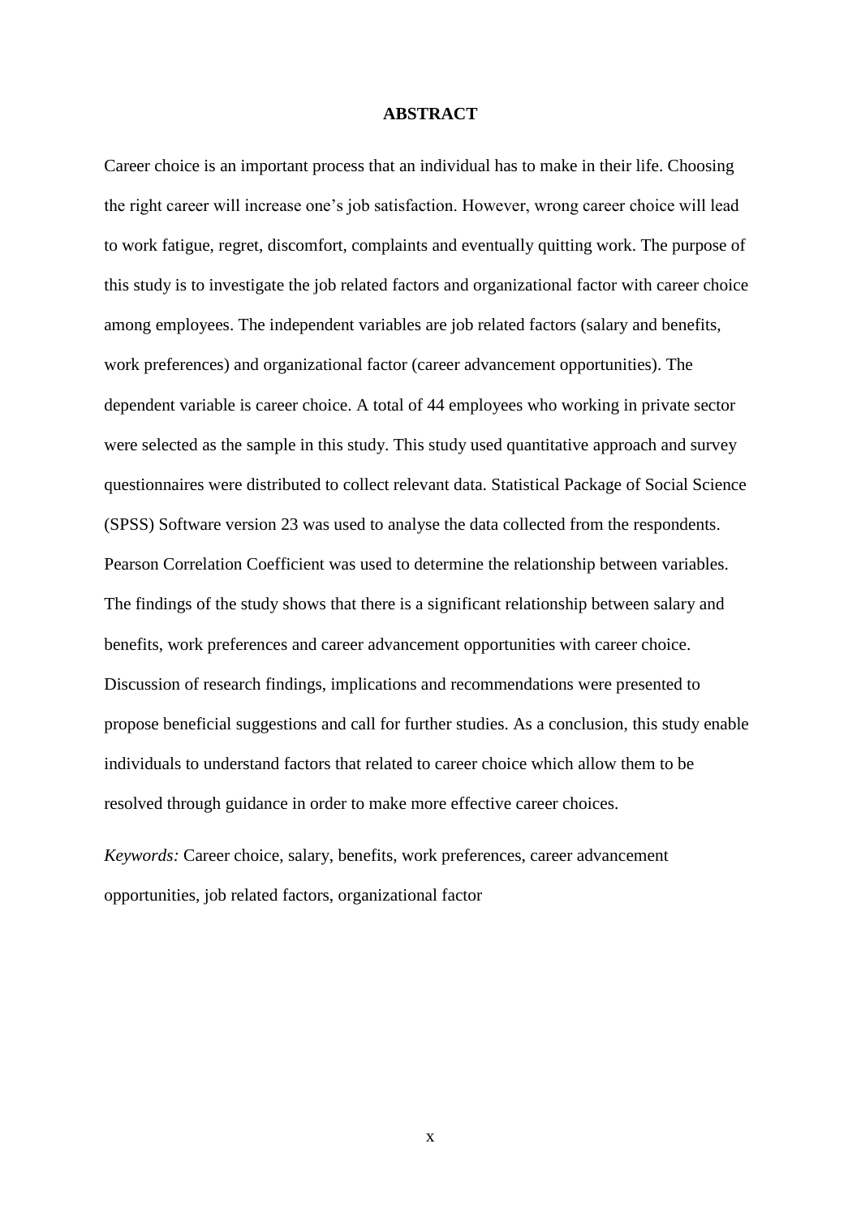# ABSTRACT

Career choice is an important process that an individual has to make in their life. Choosing the right career will increase one's job satisfaction. However, wrong career choice will lead to work fatigue, regret, discomfort, complaints and eventually quitting work. The purpose of this study is to investigate the job related factors and organizational factor with career choice among employees. The independent variables are job related factors (salary and benefits, work preferences) and organizational factor (career advancement opportunities). The dependent variable is career choice. A total of 44 employees who working in private sector were selected as the sample in this study. This study used quantitative approach and survey questionnaires were distributed to collect relevant data. Statistical Package of Social Science (SPSS) Software version 23 was used to analyse the data collected from the respondents. Pearson Correlation Coefficient was used to determine the relationship between variables. The findings of the study shows that there is a significant relationship between salary and benefits, work preferences and career advancement opportunities with career choice. Discussion of research findings, implications and recommendations were presented to propose beneficial suggestions and call for further studies. As a conclusion, this study enable individuals to understand factors that related to career choice which allow them to be resolved through guidance in order to make more effective career choices.

*Keywords:* Career choice, salary, benefits, work preferences, career advancement opportunities, job related factors, organizational factor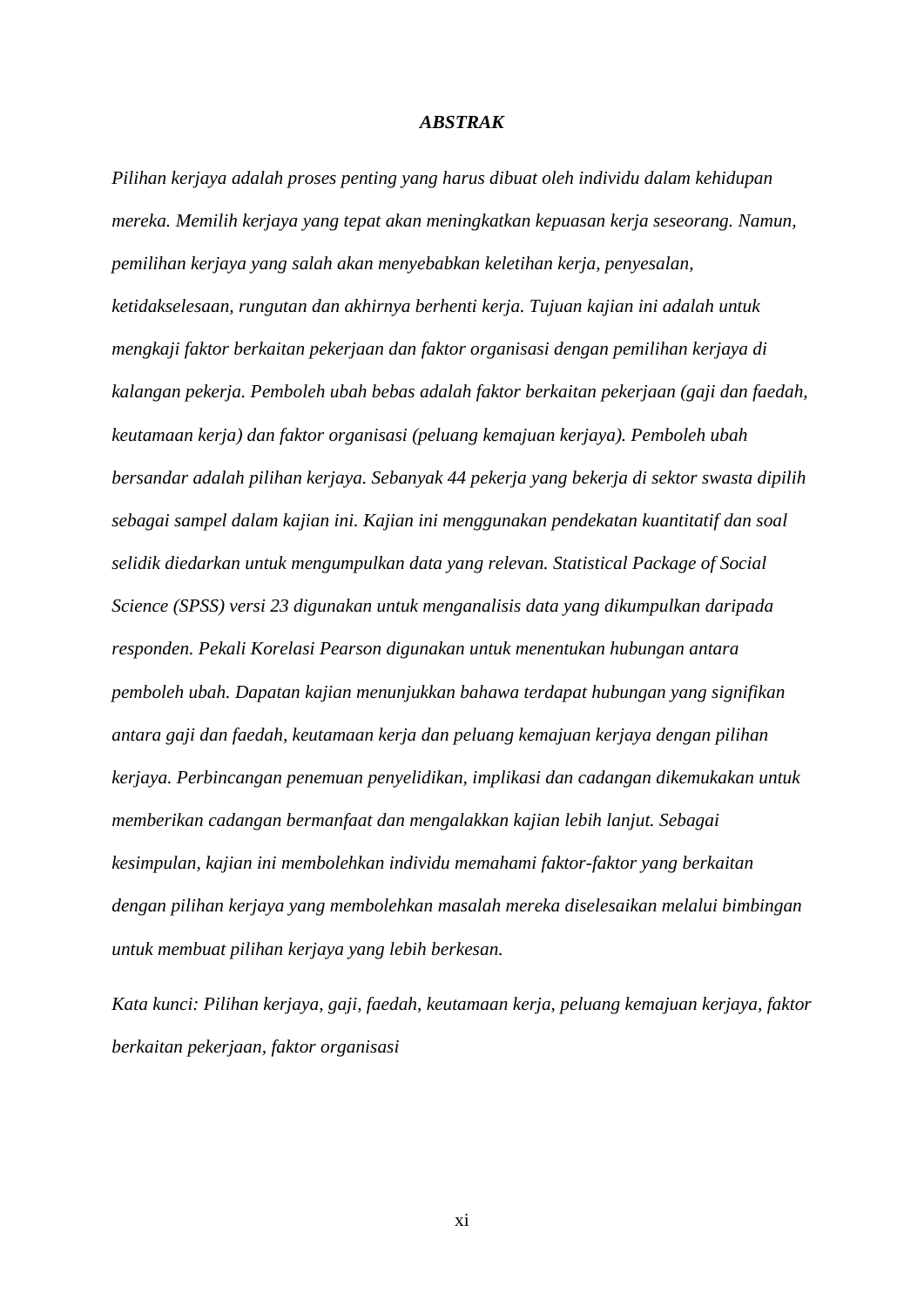# *ABSTRAK*

*Pilihan kerjaya adalah proses penting yang harus dibuat oleh individu dalam kehidupan mereka. Memilih kerjaya yang tepat akan meningkatkan kepuasan kerja seseorang. Namun, pemilihan kerjaya yang salah akan menyebabkan keletihan kerja, penyesalan, ketidakselesaan, rungutan dan akhirnya berhenti kerja. Tujuan kajian ini adalah untuk mengkaji faktor berkaitan pekerjaan dan faktor organisasi dengan pemilihan kerjaya di kalangan pekerja. Pemboleh ubah bebas adalah faktor berkaitan pekerjaan (gaji dan faedah, keutamaan kerja) dan faktor organisasi (peluang kemajuan kerjaya). Pemboleh ubah bersandar adalah pilihan kerjaya. Sebanyak 44 pekerja yang bekerja di sektor swasta dipilih sebagai sampel dalam kajian ini. Kajian ini menggunakan pendekatan kuantitatif dan soal selidik diedarkan untuk mengumpulkan data yang relevan. Statistical Package of Social Science (SPSS) versi 23 digunakan untuk menganalisis data yang dikumpulkan daripada responden. Pekali Korelasi Pearson digunakan untuk menentukan hubungan antara pemboleh ubah. Dapatan kajian menunjukkan bahawa terdapat hubungan yang signifikan antara gaji dan faedah, keutamaan kerja dan peluang kemajuan kerjaya dengan pilihan kerjaya. Perbincangan penemuan penyelidikan, implikasi dan cadangan dikemukakan untuk memberikan cadangan bermanfaat dan mengalakkan kajian lebih lanjut. Sebagai kesimpulan, kajian ini membolehkan individu memahami faktor-faktor yang berkaitan dengan pilihan kerjaya yang membolehkan masalah mereka diselesaikan melalui bimbingan untuk membuat pilihan kerjaya yang lebih berkesan.*

*Kata kunci: Pilihan kerjaya, gaji, faedah, keutamaan kerja, peluang kemajuan kerjaya, faktor berkaitan pekerjaan, faktor organisasi*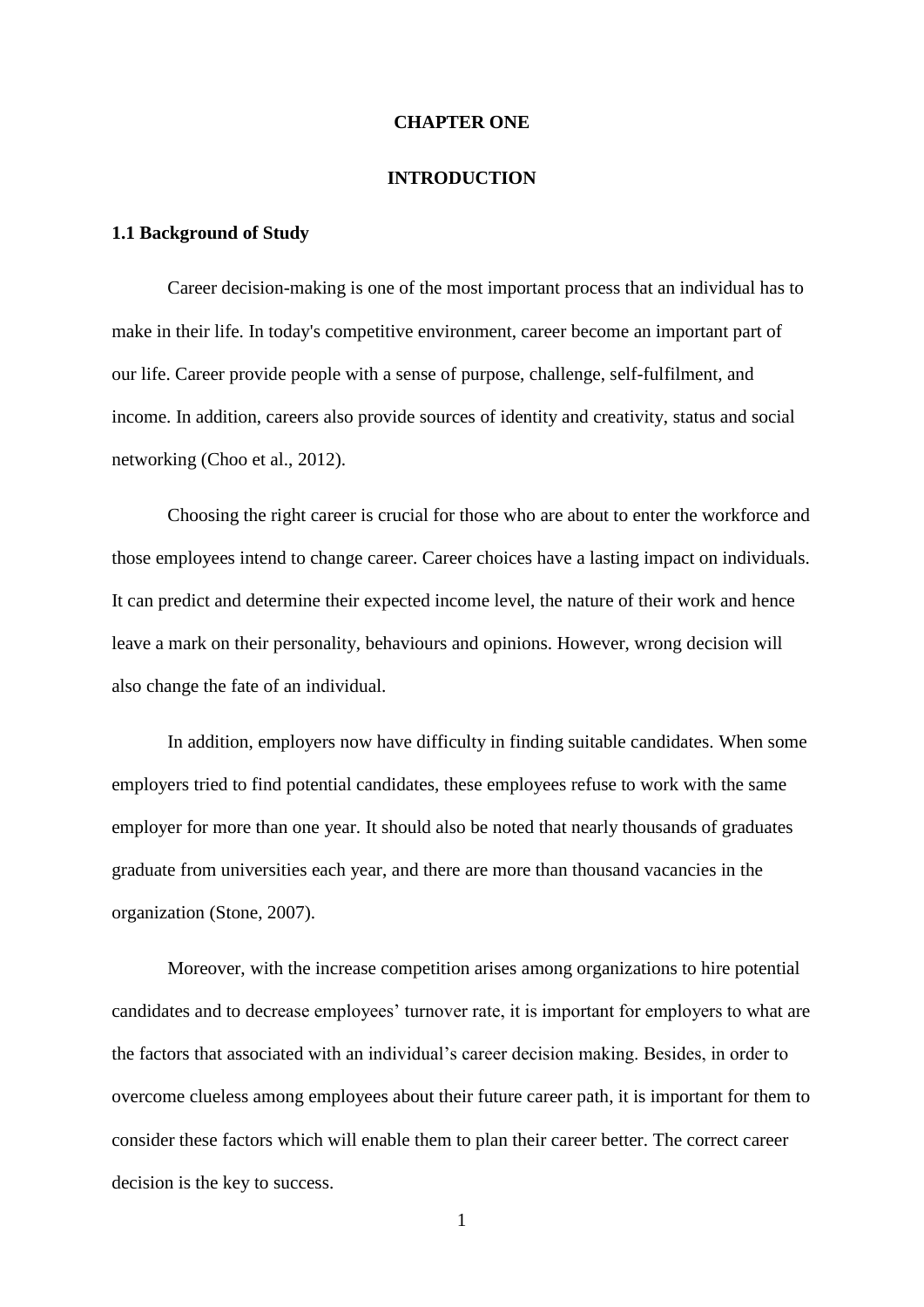# CHAPTER ONE

# INTRODUCTION

## 1.1 Background of Study

Career decision-making is one of the most important process that an individual has to make in their life. In today's competitive environment, career become an important part of our life. Career provide people with a sense of purpose, challenge, self-fulfilment, and income. In addition, careers also provide sources of identity and creativity, status and social networking (Choo et al., 2012).

Choosing the right career is crucial for those who are about to enter the workforce and those employees intend to change career. Career choices have a lasting impact on individuals. It can predict and determine their expected income level, the nature of their work and hence leave a mark on their personality, behaviours and opinions. However, wrong decision will also change the fate of an individual.

In addition, employers now have difficulty in finding suitable candidates. When some employers tried to find potential candidates, these employees refuse to work with the same employer for more than one year. It should also be noted that nearly thousands of graduates graduate from universities each year, and there are more than thousand vacancies in the organization (Stone, 2007).

Moreover, with the increase competition arises among organizations to hire potential candidates and to decrease employees' turnover rate, it is important for employers to what are the factors that associated with an individual's career decision making. Besides, in order to overcome clueless among employees about their future career path, it is important for them to consider these factors which will enable them to plan their career better. The correct career decision is the key to success.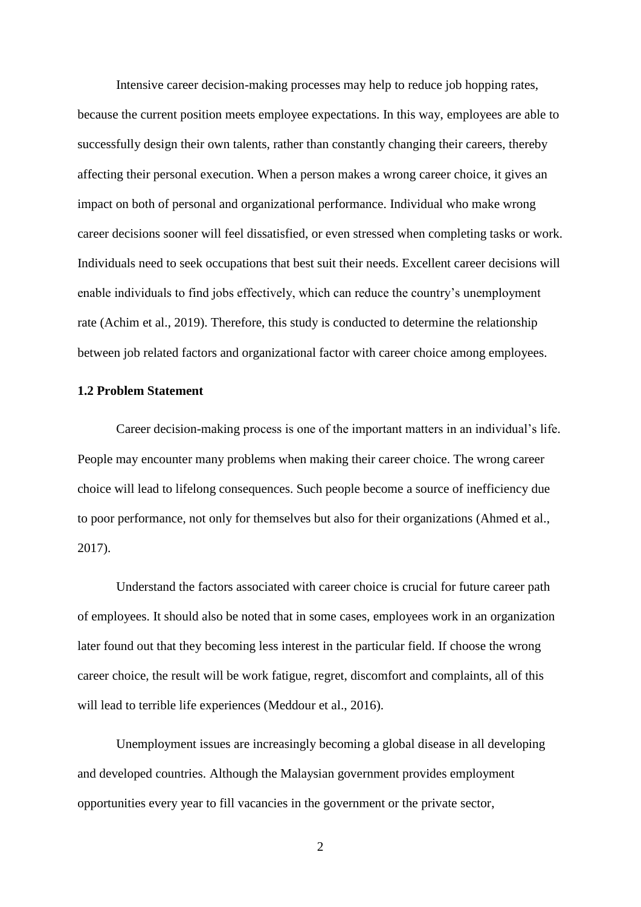Intensive career decision-making processes may help to reduce job hopping rates, because the current position meets employee expectations. In this way, employees are able to successfully design their own talents, rather than constantly changing their careers, thereby affecting their personal execution. When a person makes a wrong career choice, it gives an impact on both of personal and organizational performance. Individual who make wrong career decisions sooner will feel dissatisfied, or even stressed when completing tasks or work. Individuals need to seek occupations that best suit their needs. Excellent career decisions will enable individuals to find jobs effectively, which can reduce the country's unemployment rate (Achim et al., 2019). Therefore, this study is conducted to determine the relationship between job related factors and organizational factor with career choice among employees.

### 1.2 Problem Statement

Career decision-making process is one of the important matters in an individual's life. People may encounter many problems when making their career choice. The wrong career choice will lead to lifelong consequences. Such people become a source of inefficiency due to poor performance, not only for themselves but also for their organizations (Ahmed et al., 2017).

Understand the factors associated with career choice is crucial for future career path of employees. It should also be noted that in some cases, employees work in an organization later found out that they becoming less interest in the particular field. If choose the wrong career choice, the result will be work fatigue, regret, discomfort and complaints, all of this will lead to terrible life experiences (Meddour et al., 2016).

Unemployment issues are increasingly becoming a global disease in all developing and developed countries. Although the Malaysian government provides employment opportunities every year to fill vacancies in the government or the private sector,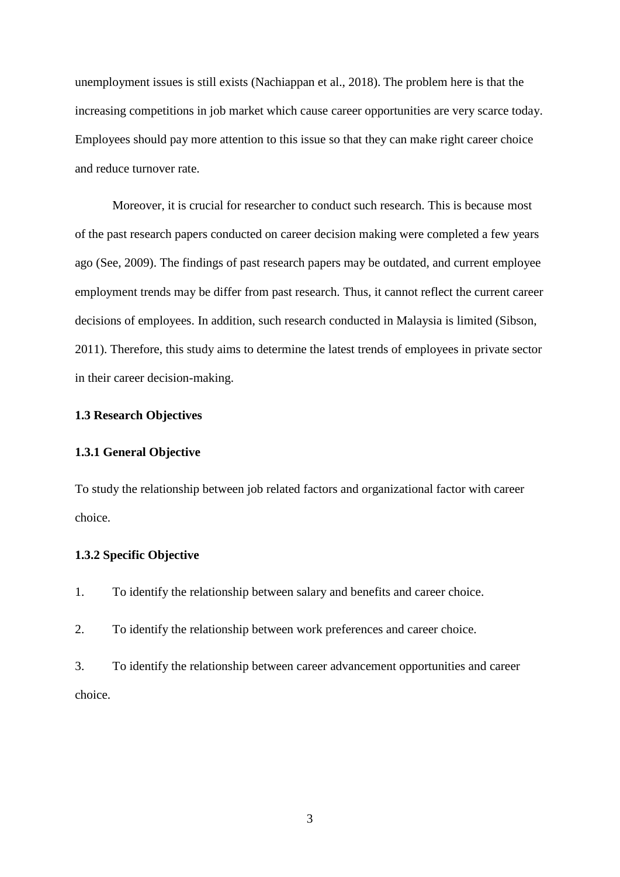unemployment issues is still exists (Nachiappan et al., 2018). The problem here is that the increasing competitions in job market which cause career opportunities are very scarce today. Employees should pay more attention to this issue so that they can make right career choice and reduce turnover rate.

Moreover, it is crucial for researcher to conduct such research. This is because most of the past research papers conducted on career decision making were completed a few years ago (See, 2009). The findings of past research papers may be outdated, and current employee employment trends may be differ from past research. Thus, it cannot reflect the current career decisions of employees. In addition, such research conducted in Malaysia is limited (Sibson, 2011). Therefore, this study aims to determine the latest trends of employees in private sector in their career decision-making.

## 1.3 Research Objectives

### 1.3.1 General Objective

To study the relationship between job related factors and organizational factor with career choice.

### 1.3.2 Specific Objective

1. To identify the relationship between salary and benefits and career choice.
2. To identify the relationship between work preferences and career choice.
3. To identify the relationship between career advancement opportunities and career choice.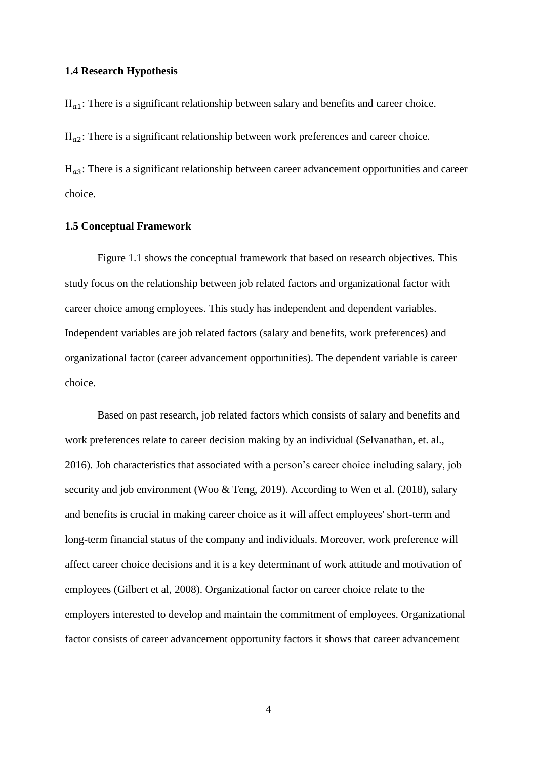### 1.4 Research Hypothesis

$H_{a1}$: There is a significant relationship between salary and benefits and career choice.

$H_{a2}$: There is a significant relationship between work preferences and career choice.

$H_{a3}$: There is a significant relationship between career advancement opportunities and career choice.

### 1.5 Conceptual Framework

Figure 1.1 shows the conceptual framework that based on research objectives. This study focus on the relationship between job related factors and organizational factor with career choice among employees. This study has independent and dependent variables. Independent variables are job related factors (salary and benefits, work preferences) and organizational factor (career advancement opportunities). The dependent variable is career choice.

Based on past research, job related factors which consists of salary and benefits and work preferences relate to career decision making by an individual (Selvanathan, et. al., 2016). Job characteristics that associated with a person's career choice including salary, job security and job environment (Woo & Teng, 2019). According to Wen et al. (2018), salary and benefits is crucial in making career choice as it will affect employees' short-term and long-term financial status of the company and individuals. Moreover, work preference will affect career choice decisions and it is a key determinant of work attitude and motivation of employees (Gilbert et al, 2008). Organizational factor on career choice relate to the employers interested to develop and maintain the commitment of employees. Organizational factor consists of career advancement opportunity factors it shows that career advancement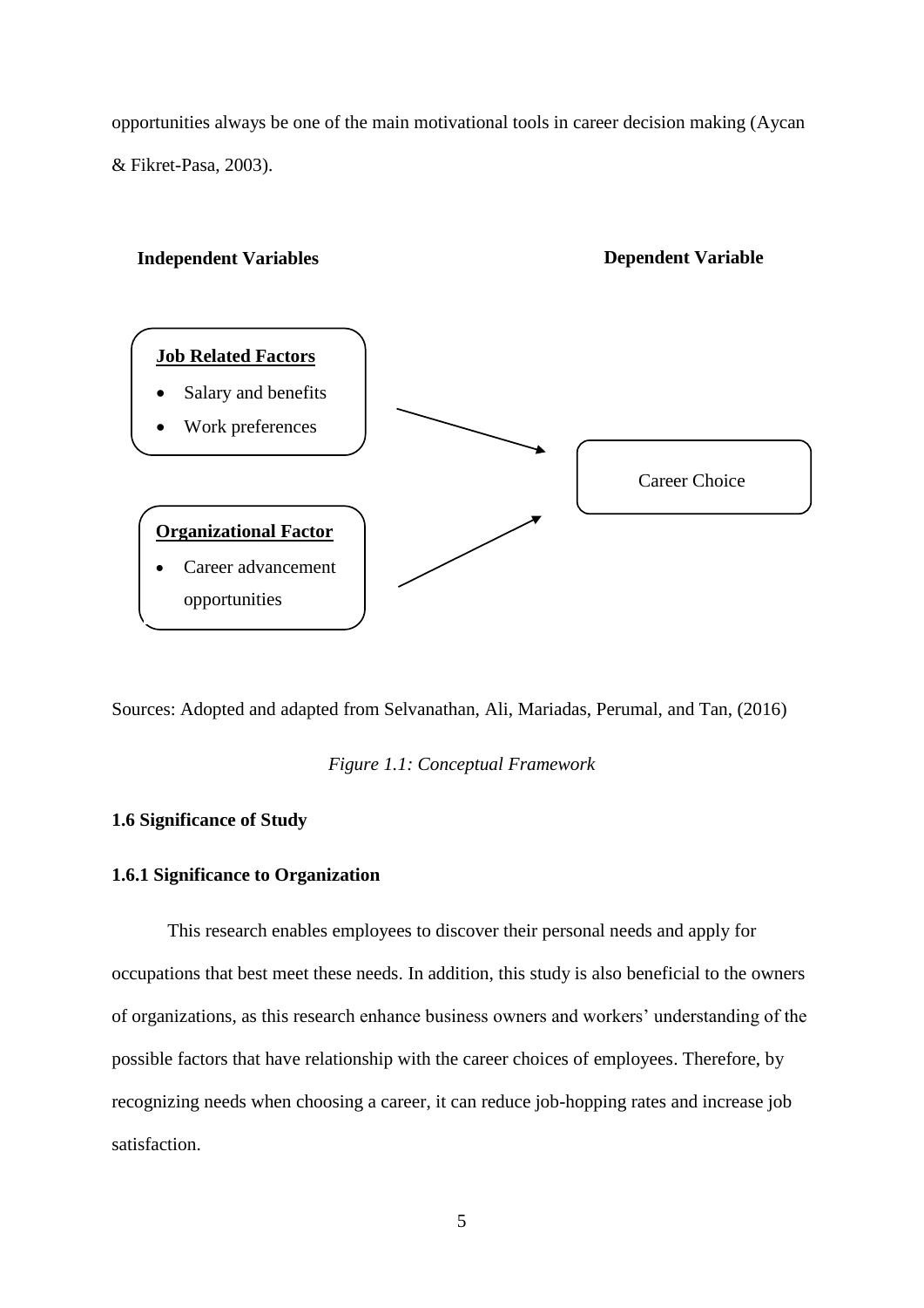opportunities always be one of the main motivational tools in career decision making (Aycan & Fikret-Pasa, 2003).

**Independent Variables** **Dependent Variable**

**Job Related Factors**

- Salary and benefits
- Work preferences

**Organizational Factor**

- Career advancement opportunities

Career Choice

Sources: Adopted and adapted from Selvanathan, Ali, Mariadas, Perumal, and Tan, (2016)

*Figure 1.1: Conceptual Framework*

### 1.6 Significance of Study

#### 1.6.1 Significance to Organization

This research enables employees to discover their personal needs and apply for occupations that best meet these needs. In addition, this study is also beneficial to the owners of organizations, as this research enhance business owners and workers' understanding of the possible factors that have relationship with the career choices of employees. Therefore, by recognizing needs when choosing a career, it can reduce job-hopping rates and increase job satisfaction.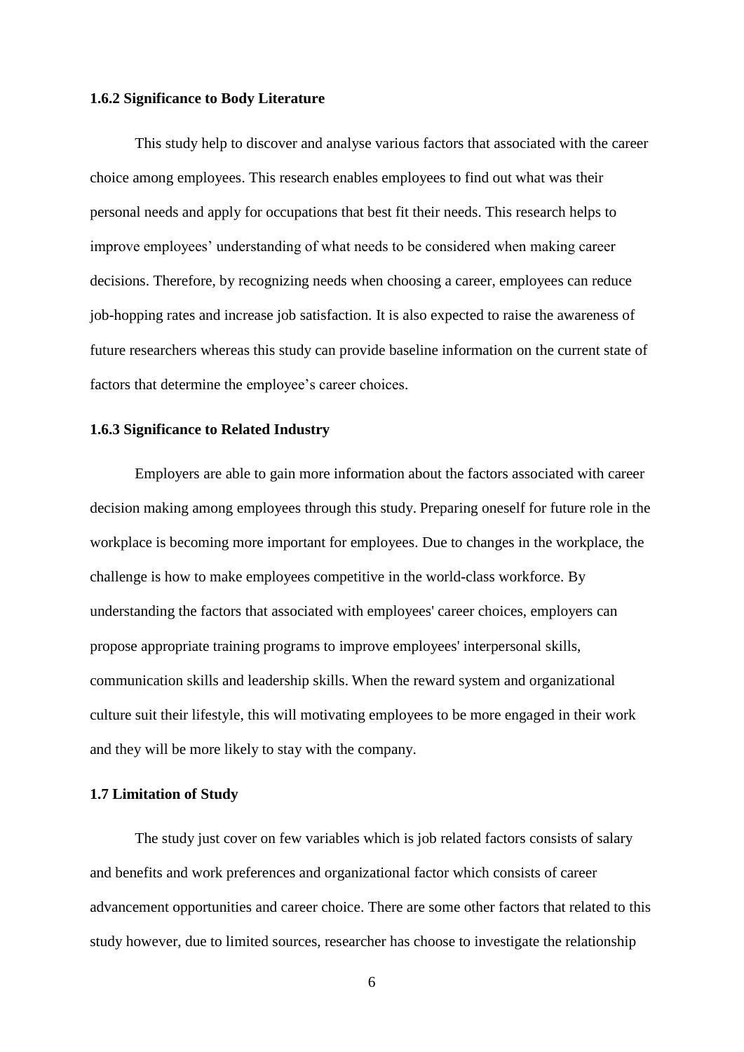### 1.6.2 Significance to Body Literature

This study help to discover and analyse various factors that associated with the career choice among employees. This research enables employees to find out what was their personal needs and apply for occupations that best fit their needs. This research helps to improve employees' understanding of what needs to be considered when making career decisions. Therefore, by recognizing needs when choosing a career, employees can reduce job-hopping rates and increase job satisfaction. It is also expected to raise the awareness of future researchers whereas this study can provide baseline information on the current state of factors that determine the employee's career choices.

### 1.6.3 Significance to Related Industry

Employers are able to gain more information about the factors associated with career decision making among employees through this study. Preparing oneself for future role in the workplace is becoming more important for employees. Due to changes in the workplace, the challenge is how to make employees competitive in the world-class workforce. By understanding the factors that associated with employees' career choices, employers can propose appropriate training programs to improve employees' interpersonal skills, communication skills and leadership skills. When the reward system and organizational culture suit their lifestyle, this will motivating employees to be more engaged in their work and they will be more likely to stay with the company.

## 1.7 Limitation of Study

The study just cover on few variables which is job related factors consists of salary and benefits and work preferences and organizational factor which consists of career advancement opportunities and career choice. There are some other factors that related to this study however, due to limited sources, researcher has choose to investigate the relationship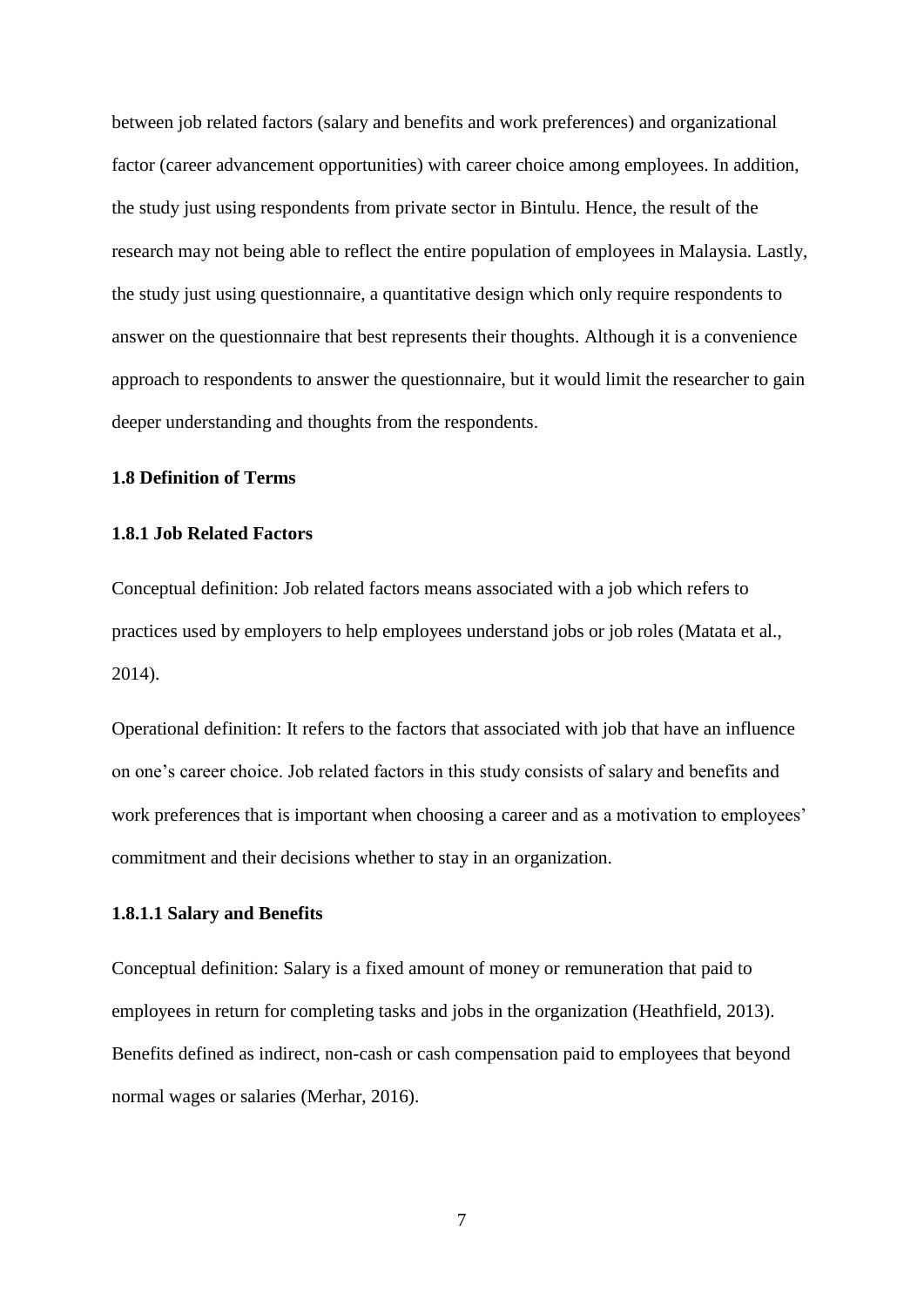between job related factors (salary and benefits and work preferences) and organizational factor (career advancement opportunities) with career choice among employees. In addition, the study just using respondents from private sector in Bintulu. Hence, the result of the research may not being able to reflect the entire population of employees in Malaysia. Lastly, the study just using questionnaire, a quantitative design which only require respondents to answer on the questionnaire that best represents their thoughts. Although it is a convenience approach to respondents to answer the questionnaire, but it would limit the researcher to gain deeper understanding and thoughts from the respondents.

### 1.8 Definition of Terms

#### 1.8.1 Job Related Factors

Conceptual definition: Job related factors means associated with a job which refers to practices used by employers to help employees understand jobs or job roles (Matata et al., 2014).

Operational definition: It refers to the factors that associated with job that have an influence on one's career choice. Job related factors in this study consists of salary and benefits and work preferences that is important when choosing a career and as a motivation to employees' commitment and their decisions whether to stay in an organization.

##### 1.8.1.1 Salary and Benefits

Conceptual definition: Salary is a fixed amount of money or remuneration that paid to employees in return for completing tasks and jobs in the organization (Heathfield, 2013). Benefits defined as indirect, non-cash or cash compensation paid to employees that beyond normal wages or salaries (Merhar, 2016).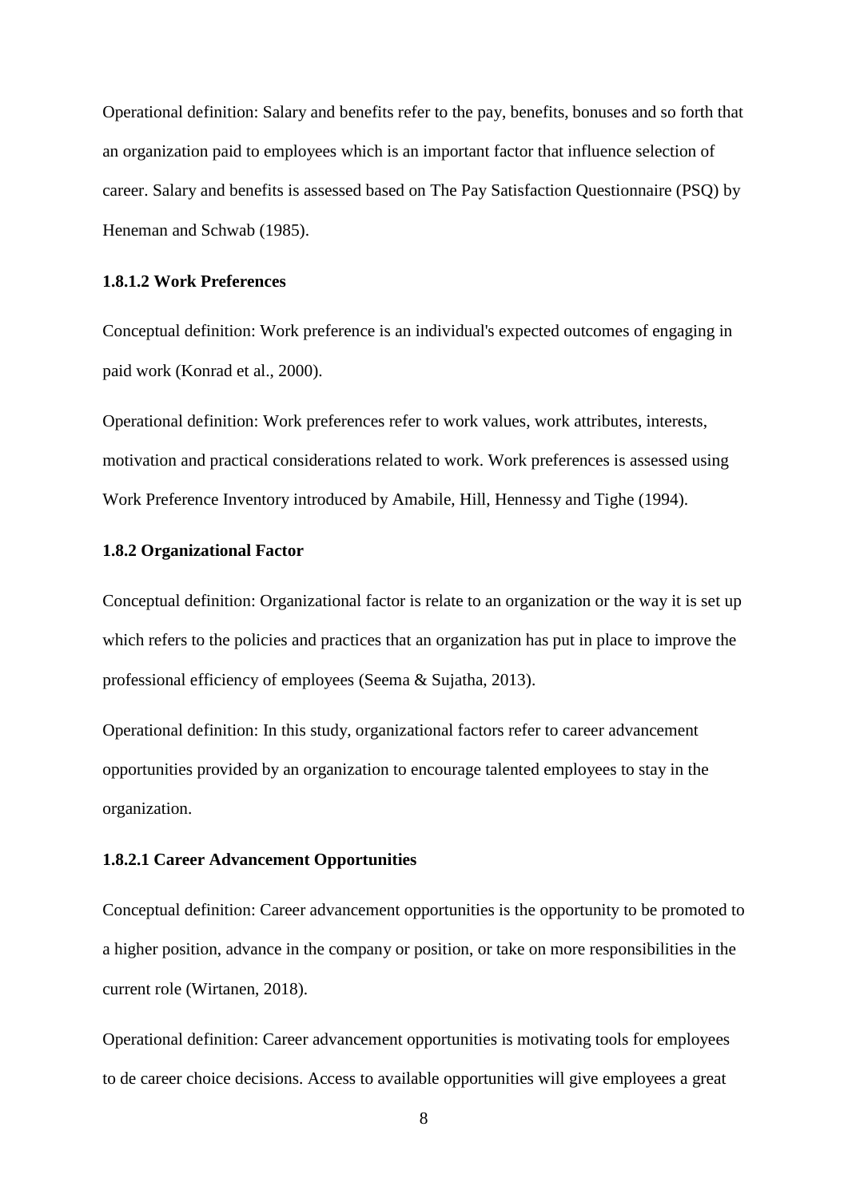Operational definition: Salary and benefits refer to the pay, benefits, bonuses and so forth that an organization paid to employees which is an important factor that influence selection of career. Salary and benefits is assessed based on The Pay Satisfaction Questionnaire (PSQ) by Heneman and Schwab (1985).

#### 1.8.1.2 Work Preferences

Conceptual definition: Work preference is an individual's expected outcomes of engaging in paid work (Konrad et al., 2000).

Operational definition: Work preferences refer to work values, work attributes, interests, motivation and practical considerations related to work. Work preferences is assessed using Work Preference Inventory introduced by Amabile, Hill, Hennessy and Tighe (1994).

### 1.8.2 Organizational Factor

Conceptual definition: Organizational factor is relate to an organization or the way it is set up which refers to the policies and practices that an organization has put in place to improve the professional efficiency of employees (Seema & Sujatha, 2013).

Operational definition: In this study, organizational factors refer to career advancement opportunities provided by an organization to encourage talented employees to stay in the organization.

#### 1.8.2.1 Career Advancement Opportunities

Conceptual definition: Career advancement opportunities is the opportunity to be promoted to a higher position, advance in the company or position, or take on more responsibilities in the current role (Wirtanen, 2018).

Operational definition: Career advancement opportunities is motivating tools for employees to de career choice decisions. Access to available opportunities will give employees a great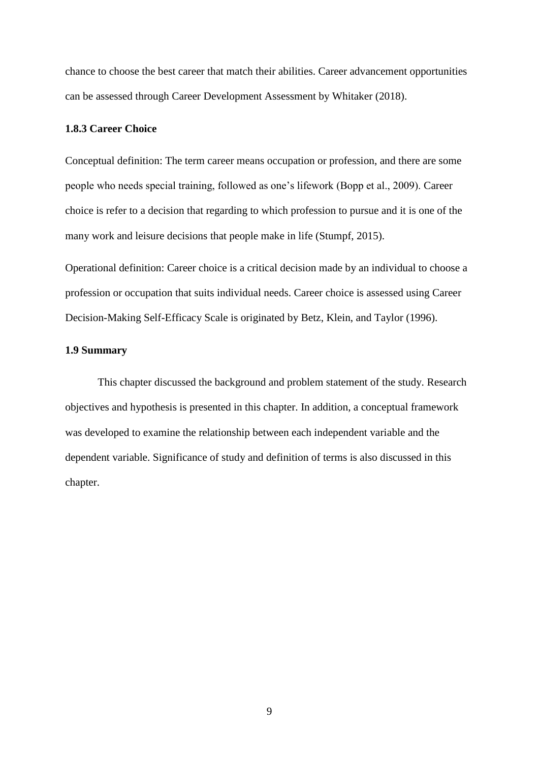chance to choose the best career that match their abilities. Career advancement opportunities can be assessed through Career Development Assessment by Whitaker (2018).

### 1.8.3 Career Choice

Conceptual definition: The term career means occupation or profession, and there are some people who needs special training, followed as one's lifework (Bopp et al., 2009). Career choice is refer to a decision that regarding to which profession to pursue and it is one of the many work and leisure decisions that people make in life (Stumpf, 2015).

Operational definition: Career choice is a critical decision made by an individual to choose a profession or occupation that suits individual needs. Career choice is assessed using Career Decision-Making Self-Efficacy Scale is originated by Betz, Klein, and Taylor (1996).

## 1.9 Summary

This chapter discussed the background and problem statement of the study. Research objectives and hypothesis is presented in this chapter. In addition, a conceptual framework was developed to examine the relationship between each independent variable and the dependent variable. Significance of study and definition of terms is also discussed in this chapter.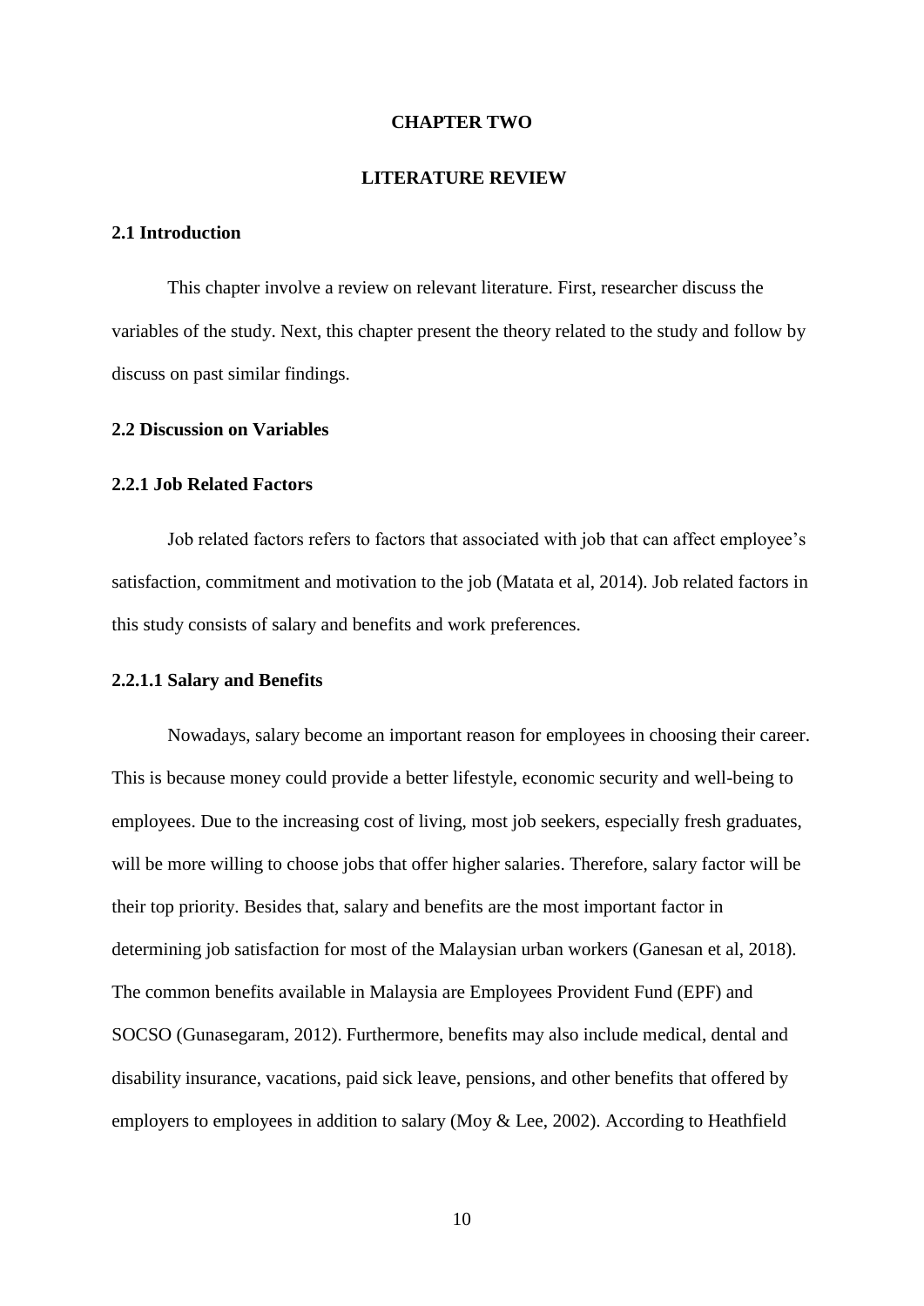# CHAPTER TWO

# LITERATURE REVIEW

## 2.1 Introduction

This chapter involve a review on relevant literature. First, researcher discuss the variables of the study. Next, this chapter present the theory related to the study and follow by discuss on past similar findings.

## 2.2 Discussion on Variables

### 2.2.1 Job Related Factors

Job related factors refers to factors that associated with job that can affect employee's satisfaction, commitment and motivation to the job (Matata et al, 2014). Job related factors in this study consists of salary and benefits and work preferences.

#### 2.2.1.1 Salary and Benefits

Nowadays, salary become an important reason for employees in choosing their career. This is because money could provide a better lifestyle, economic security and well-being to employees. Due to the increasing cost of living, most job seekers, especially fresh graduates, will be more willing to choose jobs that offer higher salaries. Therefore, salary factor will be their top priority. Besides that, salary and benefits are the most important factor in determining job satisfaction for most of the Malaysian urban workers (Ganesan et al, 2018). The common benefits available in Malaysia are Employees Provident Fund (EPF) and SOCSO (Gunasegaram, 2012). Furthermore, benefits may also include medical, dental and disability insurance, vacations, paid sick leave, pensions, and other benefits that offered by employers to employees in addition to salary (Moy & Lee, 2002). According to Heathfield